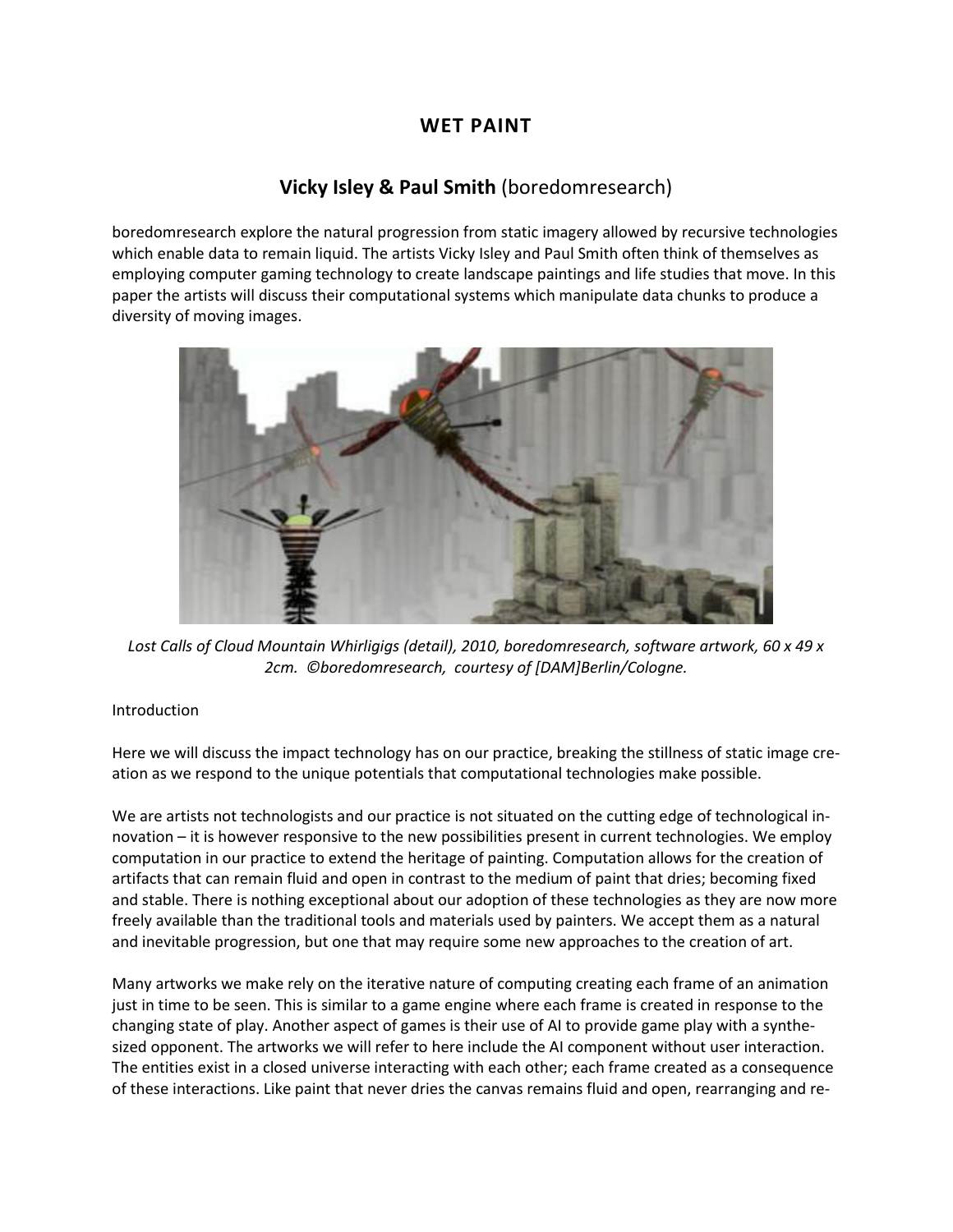# WET PAINT

## **Vicky Isley & Paul Smith** (boredomresearch)

boredomresearch explore the natural progression from static imagery allowed by recursive technologies which enable data to remain liquid. The artists Vicky Isley and Paul Smith often think of themselves as employing computer gaming technology to create landscape paintings and life studies that move. In this paper the artists will discuss their computational systems which manipulate data chunks to produce a diversity of moving images.

*Lost Calls of Cloud Mountain Whirligigs (detail), 2010, boredomresearch, software artwork, 60 x 49 x 2cm. ©boredomresearch, courtesy of [DAM]Berlin/Cologne.*

Introduction

Here we will discuss the impact technology has on our practice, breaking the stillness of static image creation as we respond to the unique potentials that computational technologies make possible.

We are artists not technologists and our practice is not situated on the cutting edge of technological innovation – it is however responsive to the new possibilities present in current technologies. We employ computation in our practice to extend the heritage of painting. Computation allows for the creation of artifacts that can remain fluid and open in contrast to the medium of paint that dries; becoming fixed and stable. There is nothing exceptional about our adoption of these technologies as they are now more freely available than the traditional tools and materials used by painters. We accept them as a natural and inevitable progression, but one that may require some new approaches to the creation of art.

Many artworks we make rely on the iterative nature of computing creating each frame of an animation just in time to be seen. This is similar to a game engine where each frame is created in response to the changing state of play. Another aspect of games is their use of AI to provide game play with a synthesized opponent. The artworks we will refer to here include the AI component without user interaction. The entities exist in a closed universe interacting with each other; each frame created as a consequence of these interactions. Like paint that never dries the canvas remains fluid and open, rearranging and re-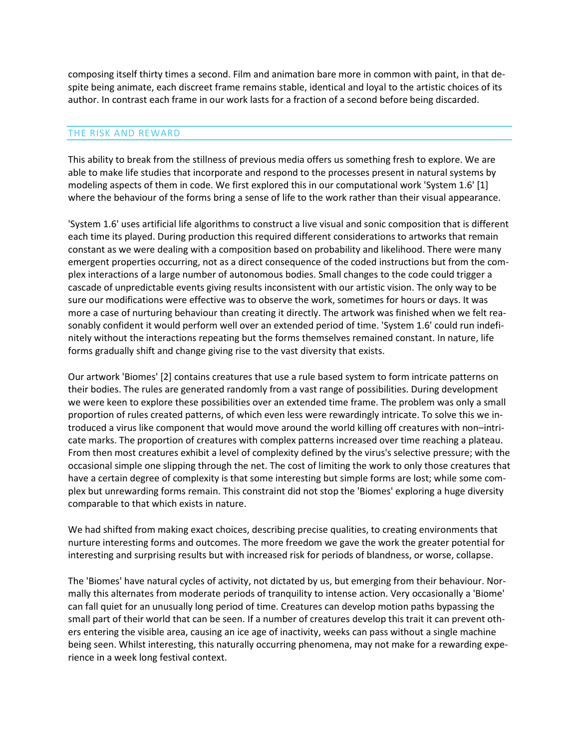composing itself thirty times a second. Film and animation bare more in common with paint, in that despite being animate, each discreet frame remains stable, identical and loyal to the artistic choices of its author. In contrast each frame in our work lasts for a fraction of a second before being discarded.

## THE RISK AND REWARD

This ability to break from the stillness of previous media offers us something fresh to explore. We are able to make life studies that incorporate and respond to the processes present in natural systems by modeling aspects of them in code. We first explored this in our computational work 'System 1.6' [1] where the behaviour of the forms bring a sense of life to the work rather than their visual appearance.

'System 1.6' uses artificial life algorithms to construct a live visual and sonic composition that is different each time its played. During production this required different considerations to artworks that remain constant as we were dealing with a composition based on probability and likelihood. There were many emergent properties occurring, not as a direct consequence of the coded instructions but from the complex interactions of a large number of autonomous bodies. Small changes to the code could trigger a cascade of unpredictable events giving results inconsistent with our artistic vision. The only way to be sure our modifications were effective was to observe the work, sometimes for hours or days. It was more a case of nurturing behaviour than creating it directly. The artwork was finished when we felt reasonably confident it would perform well over an extended period of time. 'System 1.6' could run indefinitely without the interactions repeating but the forms themselves remained constant. In nature, life forms gradually shift and change giving rise to the vast diversity that exists.

Our artwork 'Biomes' [2] contains creatures that use a rule based system to form intricate patterns on their bodies. The rules are generated randomly from a vast range of possibilities. During development we were keen to explore these possibilities over an extended time frame. The problem was only a small proportion of rules created patterns, of which even less were rewardingly intricate. To solve this we introduced a virus like component that would move around the world killing off creatures with non–intricate marks. The proportion of creatures with complex patterns increased over time reaching a plateau. From then most creatures exhibit a level of complexity defined by the virus's selective pressure; with the occasional simple one slipping through the net. The cost of limiting the work to only those creatures that have a certain degree of complexity is that some interesting but simple forms are lost; while some complex but unrewarding forms remain. This constraint did not stop the 'Biomes' exploring a huge diversity comparable to that which exists in nature.

We had shifted from making exact choices, describing precise qualities, to creating environments that nurture interesting forms and outcomes. The more freedom we gave the work the greater potential for interesting and surprising results but with increased risk for periods of blandness, or worse, collapse.

The 'Biomes' have natural cycles of activity, not dictated by us, but emerging from their behaviour. Normally this alternates from moderate periods of tranquility to intense action. Very occasionally a 'Biome' can fall quiet for an unusually long period of time. Creatures can develop motion paths bypassing the small part of their world that can be seen. If a number of creatures develop this trait it can prevent others entering the visible area, causing an ice age of inactivity, weeks can pass without a single machine being seen. Whilst interesting, this naturally occurring phenomena, may not make for a rewarding experience in a week long festival context.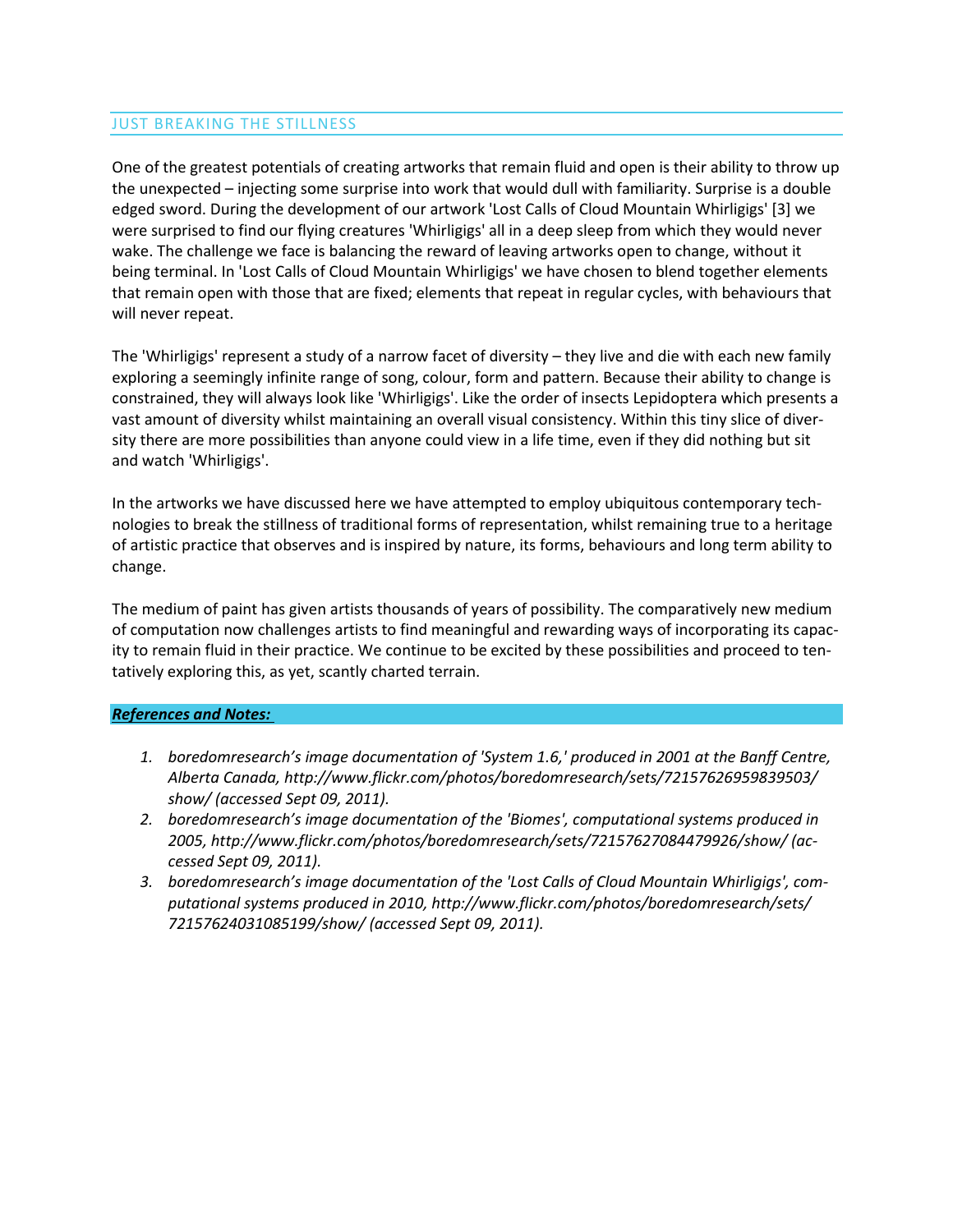## JUST BREAKING THE STILLNESS

One of the greatest potentials of creating artworks that remain fluid and open is their ability to throw up the unexpected – injecting some surprise into work that would dull with familiarity. Surprise is a double edged sword. During the development of our artwork 'Lost Calls of Cloud Mountain Whirligigs' [3] we were surprised to find our flying creatures 'Whirligigs' all in a deep sleep from which they would never wake. The challenge we face is balancing the reward of leaving artworks open to change, without it being terminal. In 'Lost Calls of Cloud Mountain Whirligigs' we have chosen to blend together elements that remain open with those that are fixed; elements that repeat in regular cycles, with behaviours that will never repeat.

The 'Whirligigs' represent a study of a narrow facet of diversity – they live and die with each new family exploring a seemingly infinite range of song, colour, form and pattern. Because their ability to change is constrained, they will always look like 'Whirligigs'. Like the order of insects Lepidoptera which presents a vast amount of diversity whilst maintaining an overall visual consistency. Within this tiny slice of diversity there are more possibilities than anyone could view in a life time, even if they did nothing but sit and watch 'Whirligigs'.

In the artworks we have discussed here we have attempted to employ ubiquitous contemporary technologies to break the stillness of traditional forms of representation, whilst remaining true to a heritage of artistic practice that observes and is inspired by nature, its forms, behaviours and long term ability to change.

The medium of paint has given artists thousands of years of possibility. The comparatively new medium of computation now challenges artists to find meaningful and rewarding ways of incorporating its capacity to remain fluid in their practice. We continue to be excited by these possibilities and proceed to tentatively exploring this, as yet, scantly charted terrain.

***References and Notes:***

1. *boredomresearch's image documentation of 'System 1.6,' produced in 2001 at the Banff Centre, Alberta Canada, http://www.flickr.com/photos/boredomresearch/sets/72157626959839503/show/ (accessed Sept 09, 2011).*
2. *boredomresearch's image documentation of the 'Biomes', computational systems produced in 2005, http://www.flickr.com/photos/boredomresearch/sets/72157627084479926/show/ (accessed Sept 09, 2011).*
3. *boredomresearch's image documentation of the 'Lost Calls of Cloud Mountain Whirligigs', computational systems produced in 2010, http://www.flickr.com/photos/boredomresearch/sets/72157624031085199/show/ (accessed Sept 09, 2011).*